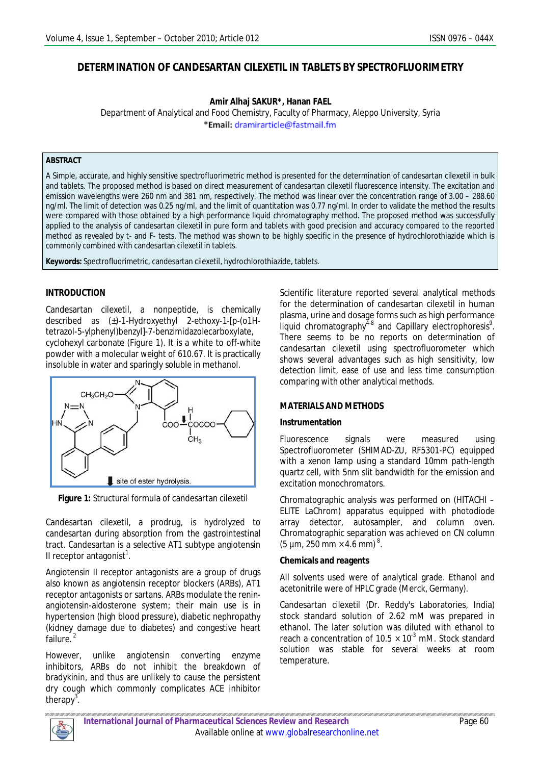# DETERMINATION OF CANDESARTAN CILEXETIL IN TABLETS BY SPECTROFLUORIMETRY

**Amir Alhaj SAKUR\*, Hanan FAEL**

Department of Analytical and Food Chemistry, Faculty of Pharmacy, Aleppo University, Syria

\*Email: dramirarticle@fastmail.fm

**ABSTRACT**

A Simple, accurate, and highly sensitive spectrofluorimetric method is presented for the determination of candesartan cilexetil in bulk and tablets. The proposed method is based on direct measurement of candesartan cilexetil fluorescence intensity. The excitation and emission wavelengths were 260 nm and 381 nm, respectively. The method was linear over the concentration range of 3.00 – 288.60 ng/ml. The limit of detection was 0.25 ng/ml, and the limit of quantitation was 0.77 ng/ml. In order to validate the method the results were compared with those obtained by a high performance liquid chromatography method. The proposed method was successfully applied to the analysis of candesartan cilexetil in pure form and tablets with good precision and accuracy compared to the reported method as revealed by t- and F- tests. The method was shown to be highly specific in the presence of hydrochlorothiazide which is commonly combined with candesartan cilexetil in tablets.

**Keywords:** Spectrofluorimetric, candesartan cilexetil, hydrochlorothiazide, tablets.

## INTRODUCTION

Candesartan cilexetil, a nonpeptide, is chemically described as (±)-1-Hydroxyethyl 2-ethoxy-1-[p-(o1H-tetrazol-5-ylphenyl)benzyl]-7-benzimidazolecarboxylate, cyclohexyl carbonate (Figure 1). It is a white to off-white powder with a molecular weight of 610.67. It is practically insoluble in water and sparingly soluble in methanol.

**Figure 1:** Structural formula of candesartan cilexetil

Candesartan cilexetil, a prodrug, is hydrolyzed to candesartan during absorption from the gastrointestinal tract. Candesartan is a selective AT1 subtype angiotensin II receptor antagonist[1].

Angiotensin II receptor antagonists are a group of drugs also known as angiotensin receptor blockers (ARBs), AT1 receptor antagonists or sartans. ARBs modulate the renin-angiotensin-aldosterone system; their main use is in hypertension (high blood pressure), diabetic nephropathy (kidney damage due to diabetes) and congestive heart failure. [2]

However, unlike angiotensin converting enzyme inhibitors, ARBs do not inhibit the breakdown of bradykinin, and thus are unlikely to cause the persistent dry cough which commonly complicates ACE inhibitor therapy[3].

Scientific literature reported several analytical methods for the determination of candesartan cilexetil in human plasma, urine and dosage forms such as high performance liquid chromatography[4-8] and Capillary electrophoresis[9]. There seems to be no reports on determination of candesartan cilexetil using spectrofluorometer which shows several advantages such as high sensitivity, low detection limit, ease of use and less time consumption comparing with other analytical methods.

## MATERIALS AND METHODS

### Instrumentation

Fluorescence signals were measured using Spectrofluorometer (SHIMAD-ZU, RF5301-PC) equipped with a xenon lamp using a standard 10mm path-length quartz cell, with 5nm slit bandwidth for the emission and excitation monochromators.

Chromatographic analysis was performed on (HITACHI – ELITE LaChrom) apparatus equipped with photodiode array detector, autosampler, and column oven. Chromatographic separation was achieved on CN column (5 µm, 250 mm × 4.6 mm)[8].

### Chemicals and reagents

All solvents used were of analytical grade. Ethanol and acetonitrile were of HPLC grade (Merck, Germany).

Candesartan cilexetil (Dr. Reddy's Laboratories, India) stock standard solution of 2.62 mM was prepared in ethanol. The later solution was diluted with ethanol to reach a concentration of $10.5 \times 10^{-3}$ mM. Stock standard solution was stable for several weeks at room temperature.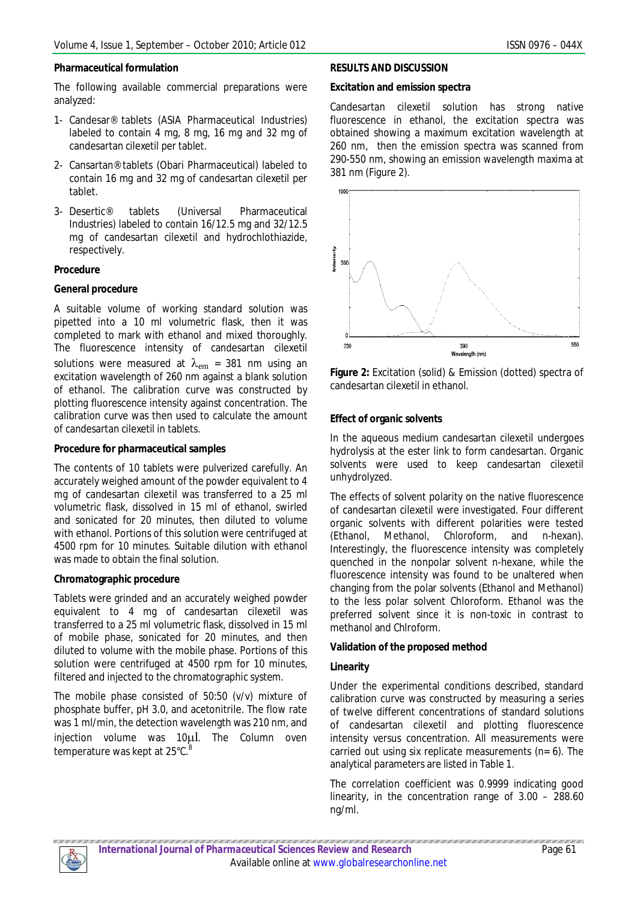### Pharmaceutical formulation

The following available commercial preparations were analyzed:

1- Candesar® tablets (ASIA Pharmaceutical Industries) labeled to contain 4 mg, 8 mg, 16 mg and 32 mg of candesartan cilexetil per tablet.

2- Cansartan® tablets (Obari Pharmaceutical) labeled to contain 16 mg and 32 mg of candesartan cilexetil per tablet.

3- Desertic® tablets (Universal Pharmaceutical Industries) labeled to contain 16/12.5 mg and 32/12.5 mg of candesartan cilexetil and hydrochlothiazide, respectively.

### Procedure

#### General procedure

A suitable volume of working standard solution was pipetted into a 10 ml volumetric flask, then it was completed to mark with ethanol and mixed thoroughly. The fluorescence intensity of candesartan cilexetil solutions were measured at $\lambda_{em}$ = 381 nm using an excitation wavelength of 260 nm against a blank solution of ethanol. The calibration curve was constructed by plotting fluorescence intensity against concentration. The calibration curve was then used to calculate the amount of candesartan cilexetil in tablets.

#### Procedure for pharmaceutical samples

The contents of 10 tablets were pulverized carefully. An accurately weighed amount of the powder equivalent to 4 mg of candesartan cilexetil was transferred to a 25 ml volumetric flask, dissolved in 15 ml of ethanol, swirled and sonicated for 20 minutes, then diluted to volume with ethanol. Portions of this solution were centrifuged at 4500 rpm for 10 minutes. Suitable dilution with ethanol was made to obtain the final solution.

#### Chromatographic procedure

Tablets were grinded and an accurately weighed powder equivalent to 4 mg of candesartan cilexetil was transferred to a 25 ml volumetric flask, dissolved in 15 ml of mobile phase, sonicated for 20 minutes, and then diluted to volume with the mobile phase. Portions of this solution were centrifuged at 4500 rpm for 10 minutes, filtered and injected to the chromatographic system.

The mobile phase consisted of 50:50 (v/v) mixture of phosphate buffer, pH 3.0, and acetonitrile. The flow rate was 1 ml/min, the detection wavelength was 210 nm, and injection volume was 10µl. The Column oven temperature was kept at 25°C.[8]

## RESULTS AND DISCUSSION

### Excitation and emission spectra

Candesartan cilexetil solution has strong native fluorescence in ethanol, the excitation spectra was obtained showing a maximum excitation wavelength at 260 nm, then the emission spectra was scanned from 290-550 nm, showing an emission wavelength maxima at 381 nm (Figure 2).

**Figure 2:** Excitation (solid) & Emission (dotted) spectra of candesartan cilexetil in ethanol.

### Effect of organic solvents

In the aqueous medium candesartan cilexetil undergoes hydrolysis at the ester link to form candesartan. Organic solvents were used to keep candesartan cilexetil unhydrolyzed.

The effects of solvent polarity on the native fluorescence of candesartan cilexetil were investigated. Four different organic solvents with different polarities were tested (Ethanol, Methanol, Chloroform, and n-hexan). Interestingly, the fluorescence intensity was completely quenched in the nonpolar solvent n-hexane, while the fluorescence intensity was found to be unaltered when changing from the polar solvents (Ethanol and Methanol) to the less polar solvent Chloroform. Ethanol was the preferred solvent since it is non-toxic in contrast to methanol and Chlroform.

### Validation of the proposed method

#### Linearity

Under the experimental conditions described, standard calibration curve was constructed by measuring a series of twelve different concentrations of standard solutions of candesartan cilexetil and plotting fluorescence intensity versus concentration. All measurements were carried out using six replicate measurements (n= 6). The analytical parameters are listed in Table 1.

The correlation coefficient was 0.9999 indicating good linearity, in the concentration range of 3.00 – 288.60 ng/ml.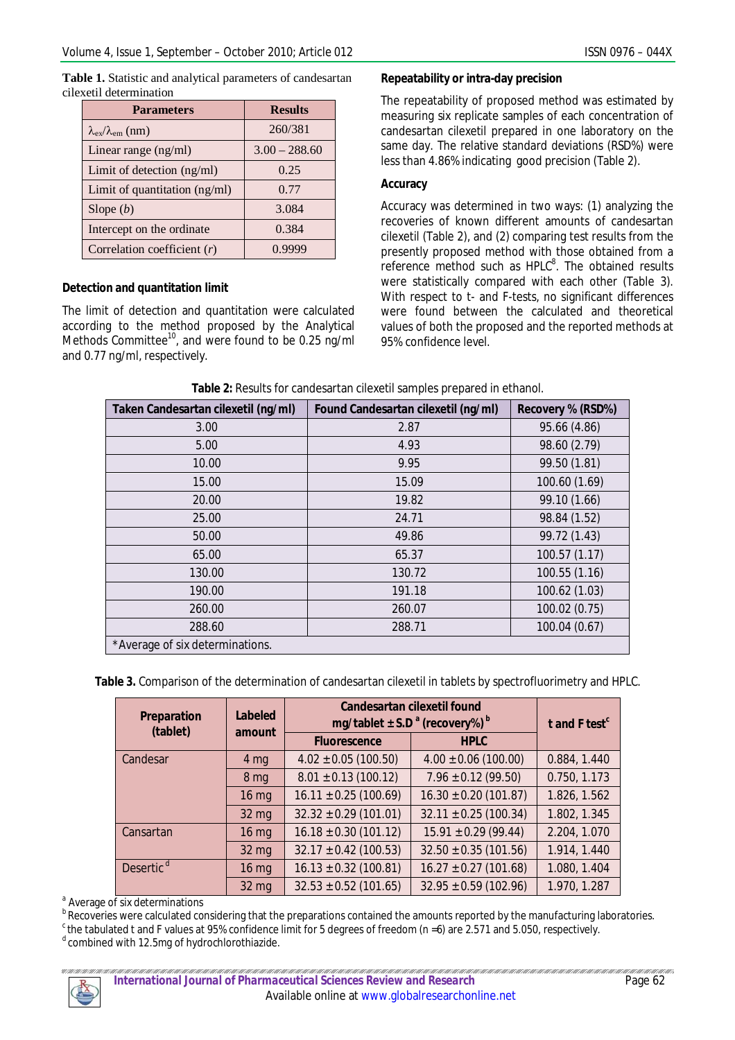**Table 1.** Statistic and analytical parameters of candesartan cilexetil determination

| Parameters | Results |
|---|---|
| $\lambda_{ex}/\lambda_{em}$ (nm) | 260/381 |
| Linear range (ng/ml) | 3.00 – 288.60 |
| Limit of detection (ng/ml) | 0.25 |
| Limit of quantitation (ng/ml) | 0.77 |
| Slope ($b$) | 3.084 |
| Intercept on the ordinate | 0.384 |
| Correlation coefficient ($r$) | 0.9999 |

### Detection and quantitation limit

The limit of detection and quantitation were calculated according to the method proposed by the Analytical Methods Committee[10], and were found to be 0.25 ng/ml and 0.77 ng/ml, respectively.

### Repeatability or intra-day precision

The repeatability of proposed method was estimated by measuring six replicate samples of each concentration of candesartan cilexetil prepared in one laboratory on the same day. The relative standard deviations (RSD%) were less than 4.86% indicating good precision (Table 2).

### Accuracy

Accuracy was determined in two ways: (1) analyzing the recoveries of known different amounts of candesartan cilexetil (Table 2), and (2) comparing test results from the presently proposed method with those obtained from a reference method such as HPLC[8]. The obtained results were statistically compared with each other (Table 3). With respect to t- and F-tests, no significant differences were found between the calculated and theoretical values of both the proposed and the reported methods at 95% confidence level.

**Table 2:** Results for candesartan cilexetil samples prepared in ethanol.

| Taken Candesartan cilexetil (ng/ml) | Found Candesartan cilexetil (ng/ml) | Recovery % (RSD%) |
|---|---|---|
| 3.00 | 2.87 | 95.66 (4.86) |
| 5.00 | 4.93 | 98.60 (2.79) |
| 10.00 | 9.95 | 99.50 (1.81) |
| 15.00 | 15.09 | 100.60 (1.69) |
| 20.00 | 19.82 | 99.10 (1.66) |
| 25.00 | 24.71 | 98.84 (1.52) |
| 50.00 | 49.86 | 99.72 (1.43) |
| 65.00 | 65.37 | 100.57 (1.17) |
| 130.00 | 130.72 | 100.55 (1.16) |
| 190.00 | 191.18 | 100.62 (1.03) |
| 260.00 | 260.07 | 100.02 (0.75) |
| 288.60 | 288.71 | 100.04 (0.67) |
| *Average of six determinations. | | |

**Table 3.** Comparison of the determination of candesartan cilexetil in tablets by spectrofluorimetry and HPLC.

| Preparation (tablet) | Labeled amount | Candesartan cilexetil found mg/tablet ± S.D [a] (recovery%) [b] | | t and F test[c] |
|---|---|---|---|---|
| | | Fluorescence | HPLC | |
| Candesar | 4 mg | 4.02 ± 0.05 (100.50) | 4.00 ± 0.06 (100.00) | 0.884, 1.440 |
| | 8 mg | 8.01 ± 0.13 (100.12) | 7.96 ± 0.12 (99.50) | 0.750, 1.173 |
| | 16 mg | 16.11 ± 0.25 (100.69) | 16.30 ± 0.20 (101.87) | 1.826, 1.562 |
| | 32 mg | 32.32 ± 0.29 (101.01) | 32.11 ± 0.25 (100.34) | 1.802, 1.345 |
| Cansartan | 16 mg | 16.18 ± 0.30 (101.12) | 15.91 ± 0.29 (99.44) | 2.204, 1.070 |
| | 32 mg | 32.17 ± 0.42 (100.53) | 32.50 ± 0.35 (101.56) | 1.914, 1.440 |
| Desertic [d] | 16 mg | 16.13 ± 0.32 (100.81) | 16.27 ± 0.27 (101.68) | 1.080, 1.404 |
| | 32 mg | 32.53 ± 0.52 (101.65) | 32.95 ± 0.59 (102.96) | 1.970, 1.287 |

[a] Average of six determinations
[b] Recoveries were calculated considering that the preparations contained the amounts reported by the manufacturing laboratories.
[c] the tabulated t and F values at 95% confidence limit for 5 degrees of freedom (n =6) are 2.571 and 5.050, respectively.
[d] combined with 12.5mg of hydrochlorothiazide.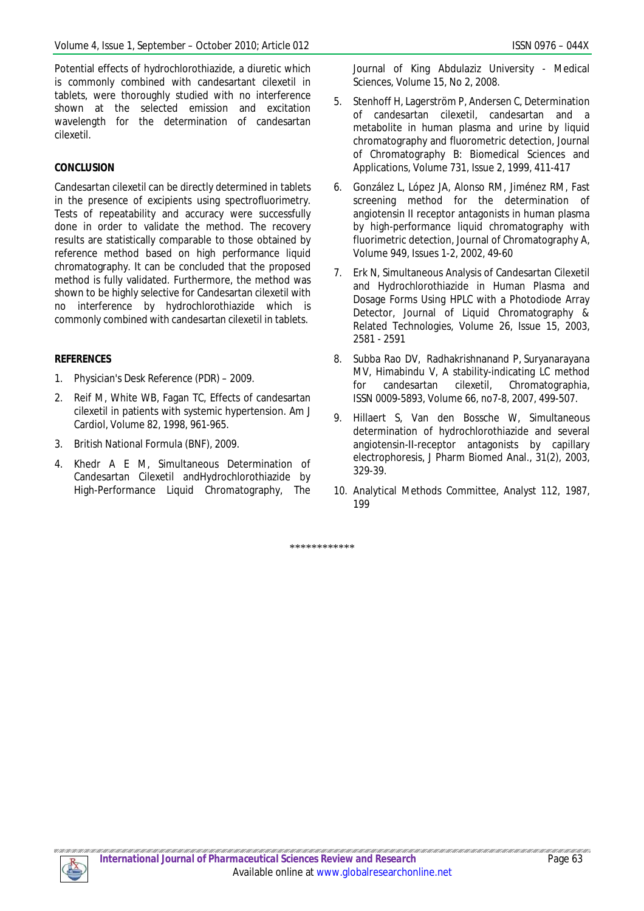Potential effects of hydrochlorothiazide, a diuretic which is commonly combined with candesartant cilexetil in tablets, were thoroughly studied with no interference shown at the selected emission and excitation wavelength for the determination of candesartan cilexetil.

## CONCLUSION

Candesartan cilexetil can be directly determined in tablets in the presence of excipients using spectrofluorimetry. Tests of repeatability and accuracy were successfully done in order to validate the method. The recovery results are statistically comparable to those obtained by reference method based on high performance liquid chromatography. It can be concluded that the proposed method is fully validated. Furthermore, the method was shown to be highly selective for Candesartan cilexetil with no interference by hydrochlorothiazide which is commonly combined with candesartan cilexetil in tablets.

## REFERENCES

1. Physician's Desk Reference (PDR) – 2009.
2. Reif M, White WB, Fagan TC, Effects of candesartan cilexetil in patients with systemic hypertension. Am J Cardiol, Volume 82, 1998, 961-965.
3. British National Formula (BNF), 2009.
4. Khedr A E M, Simultaneous Determination of Candesartan Cilexetil andHydrochlorothiazide by High-Performance Liquid Chromatography, The Journal of King Abdulaziz University - Medical Sciences, Volume 15, No 2, 2008.
5. Stenhoff H, Lagerström P, Andersen C, Determination of candesartan cilexetil, candesartan and a metabolite in human plasma and urine by liquid chromatography and fluorometric detection, Journal of Chromatography B: Biomedical Sciences and Applications, Volume 731, Issue 2, 1999, 411-417
6. González L, López JA, Alonso RM, Jiménez RM, Fast screening method for the determination of angiotensin II receptor antagonists in human plasma by high-performance liquid chromatography with fluorimetric detection, Journal of Chromatography A, Volume 949, Issues 1-2, 2002, 49-60
7. Erk N, Simultaneous Analysis of Candesartan Cilexetil and Hydrochlorothiazide in Human Plasma and Dosage Forms Using HPLC with a Photodiode Array Detector, Journal of Liquid Chromatography & Related Technologies, Volume 26, Issue 15, 2003, 2581 - 2591
8. Subba Rao DV, Radhakrishnanand P, Suryanarayana MV, Himabindu V, A stability-indicating LC method for candesartan cilexetil, Chromatographia, ISSN 0009-5893, Volume 66, no7-8, 2007, 499-507.
9. Hillaert S, Van den Bossche W, Simultaneous determination of hydrochlorothiazide and several angiotensin-II-receptor antagonists by capillary electrophoresis, J Pharm Biomed Anal., 31(2), 2003, 329-39.
10. Analytical Methods Committee, Analyst 112, 1987, 199

************